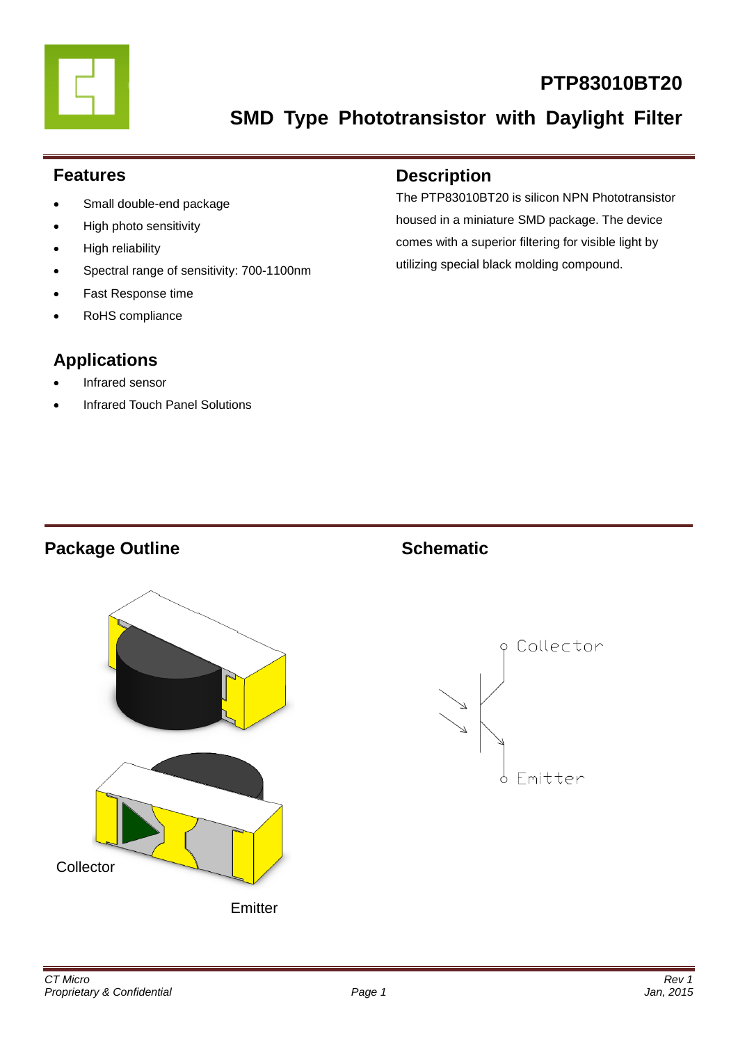# PTP83010BT20

## SMD Type Phototransistor with Daylight Filter

## Features

- Small double-end package
- High photo sensitivity
- High reliability
- Spectral range of sensitivity: 700-1100nm
- Fast Response time
- RoHS compliance

## Description

The PTP83010BT20 is silicon NPN Phototransistor housed in a miniature SMD package. The device comes with a superior filtering for visible light by utilizing special black molding compound.

## Applications

- Infrared sensor
- Infrared Touch Panel Solutions

## Package Outline

Collector

Emitter

## Schematic

Collector

Emitter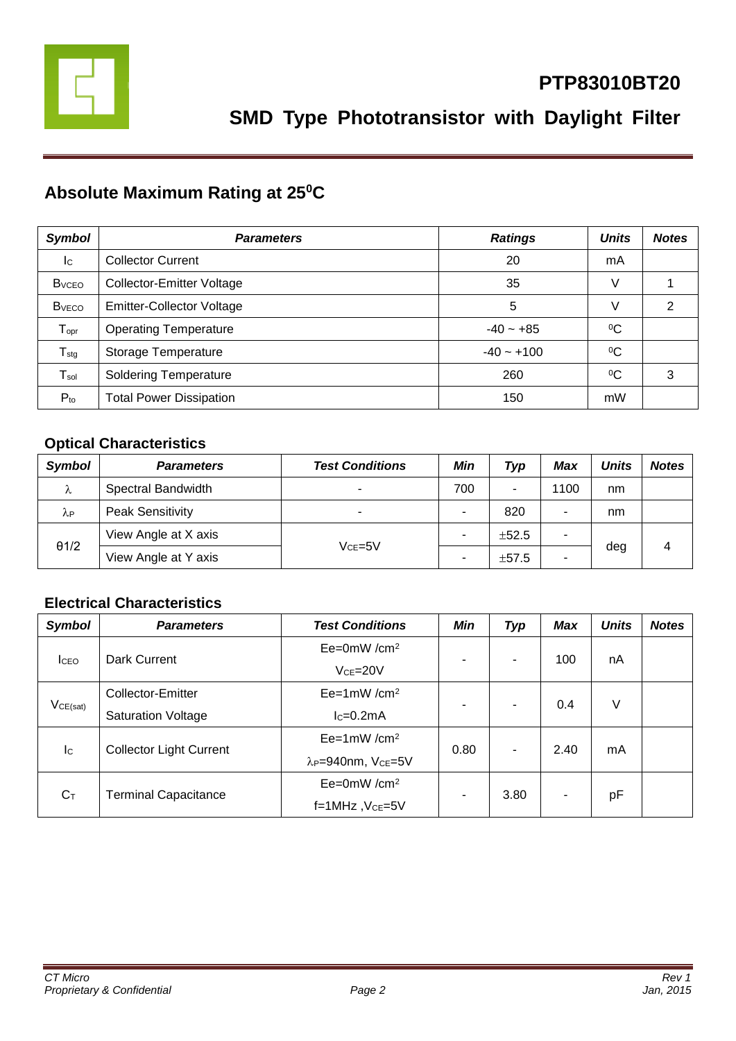# PTP83010BT20

## SMD Type Phototransistor with Daylight Filter

## Absolute Maximum Rating at 25⁰C

| *Symbol* | *Parameters* | *Ratings* | *Units* | *Notes* |
|---|---|---|---|---|
| $I_C$ | Collector Current | 20 | mA | |
| $B_{VCEO}$ | Collector-Emitter Voltage | 35 | V | 1 |
| $B_{VECO}$ | Emitter-Collector Voltage | 5 | V | 2 |
| $T_{opr}$ | Operating Temperature | -40 ~ +85 | ⁰C | |
| $T_{stg}$ | Storage Temperature | -40 ~ +100 | ⁰C | |
| $T_{sol}$ | Soldering Temperature | 260 | ⁰C | 3 |
| $P_{to}$ | Total Power Dissipation | 150 | mW | |

### Optical Characteristics

| *Symbol* | *Parameters* | *Test Conditions* | *Min* | *Typ* | *Max* | *Units* | *Notes* |
|---|---|---|---|---|---|---|---|
| $\lambda$ | Spectral Bandwidth | - | 700 | - | 1100 | nm | |
| $\lambda_P$ | Peak Sensitivity | - | - | 820 | - | nm | |
| θ1/2 | View Angle at X axis | $V_{CE}$=5V | - | ±52.5 | - | deg | 4 |
| | View Angle at Y axis | | - | ±57.5 | - | | |

### Electrical Characteristics

| *Symbol* | *Parameters* | *Test Conditions* | *Min* | *Typ* | *Max* | *Units* | *Notes* |
|---|---|---|---|---|---|---|---|
| $I_{CEO}$ | Dark Current | Ee=0mW /cm² $V_{CE}$=20V | - | - | 100 | nA | |
| $V_{CE(sat)}$ | Collector-Emitter Saturation Voltage | Ee=1mW /cm² $I_C$=0.2mA | - | - | 0.4 | V | |
| $I_C$ | Collector Light Current | Ee=1mW /cm² $\lambda_P$=940nm, $V_{CE}$=5V | 0.80 | - | 2.40 | mA | |
| $C_T$ | Terminal Capacitance | Ee=0mW /cm² f=1MHz ,$V_{CE}$=5V | - | 3.80 | - | pF | |

*CT Micro*
*Proprietary & Confidential*

*Rev 1*
*Jan, 2015*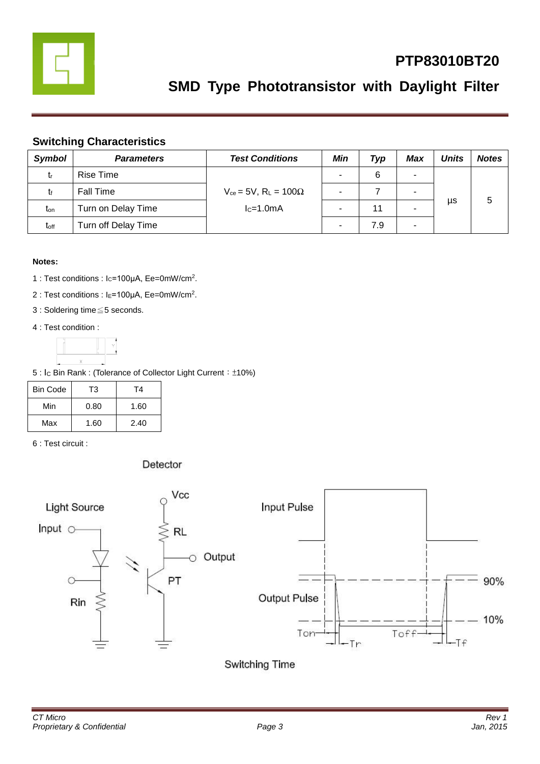# PTP83010BT20

## SMD Type Phototransistor with Daylight Filter

### Switching Characteristics

| Symbol | Parameters | Test Conditions | Min | Typ | Max | Units | Notes |
|---|---|---|---|---|---|---|---|
| $t_r$ | Rise Time | $V_{ce} = 5V$, $R_L = 100\Omega$ $I_C$=1.0mA | - | 6 | - | µs | 5 |
| $t_f$ | Fall Time | | - | 7 | - | | |
| $t_{on}$ | Turn on Delay Time | | - | 11 | - | | |
| $t_{off}$ | Turn off Delay Time | | - | 7.9 | - | | |

**Notes:**

1 : Test conditions : $I_C$=100µA, Ee=0mW/cm$^2$.

2 : Test conditions : $I_E$=100µA, Ee=0mW/cm$^2$.

3 : Soldering time≦5 seconds.

4 : Test condition :

5 : $I_C$ Bin Rank : (Tolerance of Collector Light Current：±10%)

| Bin Code | T3 | T4 |
|---|---|---|
| Min | 0.80 | 1.60 |
| Max | 1.60 | 2.40 |

6 : Test circuit :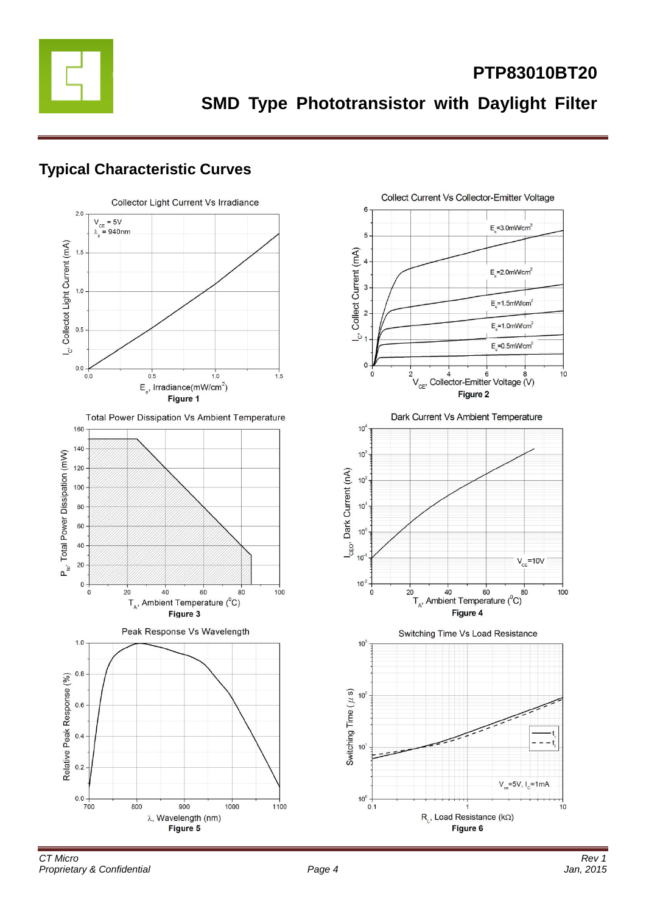## Typical Characteristic Curves

Collector Light Current Vs Irradiance

$V_{CE}$ = 5V
$\lambda_p$ = 940nm

$I_C$, Collectot Light Current (mA)

$E_e$, Irradiance(mW/cm$^2$)

**Figure 1**

Collect Current Vs Collector-Emitter Voltage

$E_e$=3.0mW/cm$^2$
$E_e$=2.0mW/cm$^2$
$E_e$=1.5mW/cm$^2$
$E_e$=1.0mW/cm$^2$
$E_e$=0.5mW/cm$^2$

$I_C$, Collect Current (mA)

$V_{CE}$, Collector-Emitter Voltage (V)

**Figure 2**

Total Power Dissipation Vs Ambient Temperature

$P_{tot}$, Total Power Dissipation (mW)

$T_A$, Ambient Temperature ($^0$C)

**Figure 3**

Dark Current Vs Ambient Temperature

$V_{CE}$=10V

$I_{CEO}$, Dark Current (nA)

$T_A$, Ambient Temperature ($^0$C)

**Figure 4**

Peak Response Vs Wavelength

Relative Peak Response (%)

$\lambda$, Wavelength (nm)

**Figure 5**

Switching Time Vs Load Resistance

$t_r$
$t_f$

$V_{ce}$=5V, $I_c$=1mA

Switching Time ($\mu$ s)

$R_L$, Load Resistance (kΩ)

**Figure 6**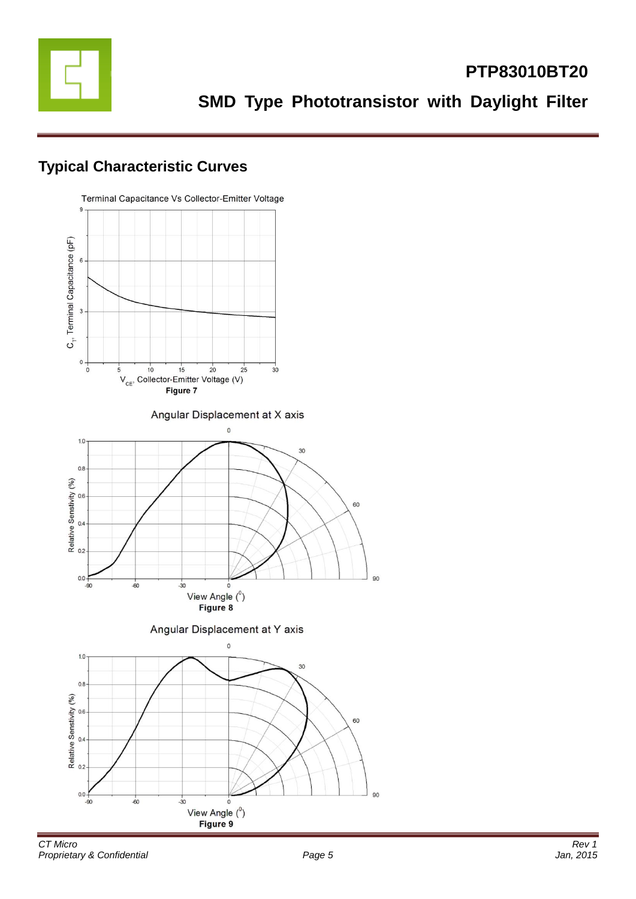## Typical Characteristic Curves

Terminal Capacitance Vs Collector-Emitter Voltage

$C_T$, Terminal Capacitance (pF)

$V_{CE}$, Collector-Emitter Voltage (V)

**Figure 7**

Angular Displacement at X axis

Relative Sensitivity (%)

View Angle ($^0$)

**Figure 8**

Angular Displacement at Y axis

Relative Sensitivity (%)

View Angle ($^0$)

**Figure 9**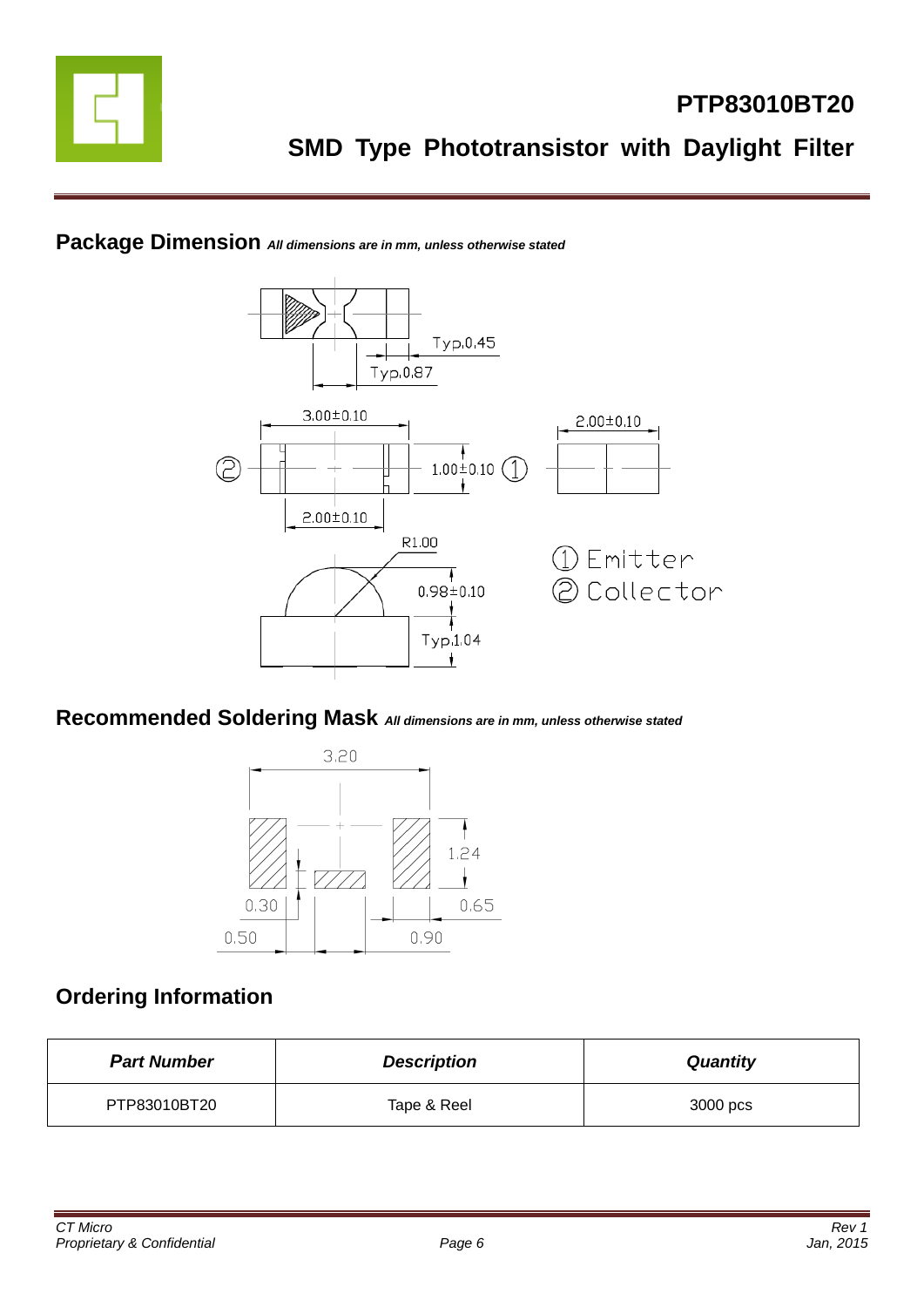## Package Dimension *All dimensions are in mm, unless otherwise stated*

Typ.0.45

Typ.0.87

3.00±0.10

2.00±0.10

1.00±0.10

2.00±0.10

R1.00

0.98±0.10

Typ.1.04

① Emitter
② Collector

## Recommended Soldering Mask *All dimensions are in mm, unless otherwise stated*

3.20

1.24

0.30

0.65

0.50

0.90

## Ordering Information

| ***Part Number*** | ***Description*** | ***Quantity*** |
|---|---|---|
| PTP83010BT20 | Tape & Reel | 3000 pcs |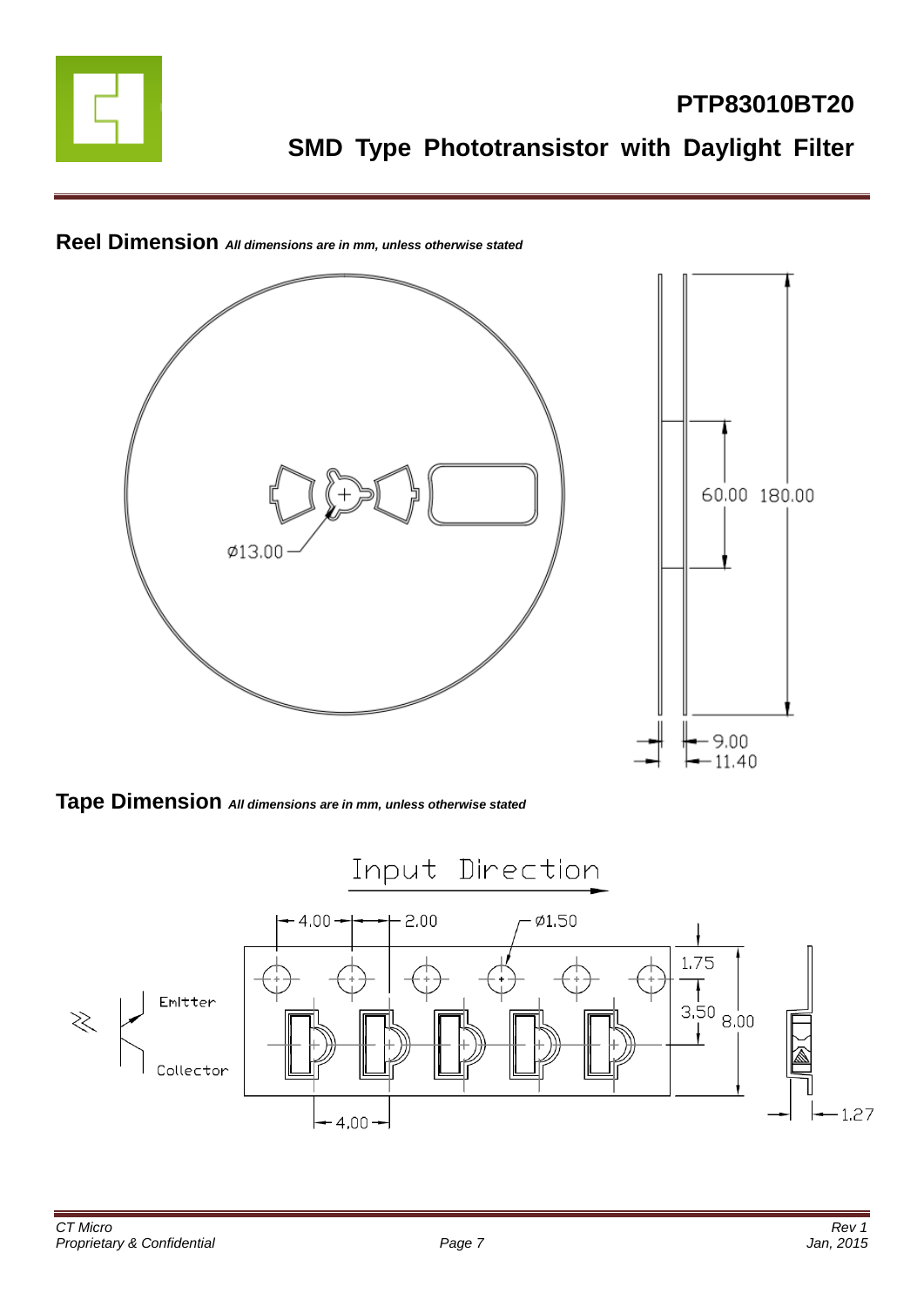## Reel Dimension *All dimensions are in mm, unless otherwise stated*

Ø13.00

60.00 180.00

9.00
11.40

## Tape Dimension *All dimensions are in mm, unless otherwise stated*

Input Direction

4.00 2.00 Ø1.50

1.75

3.50 8.00

Emitter

Collector

4.00

1.27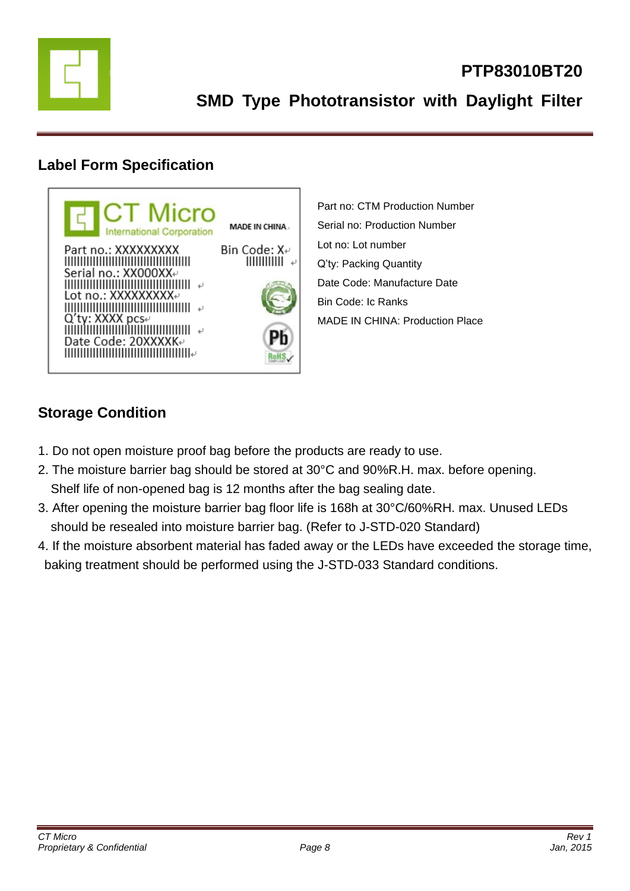# PTP83010BT20

## SMD Type Phototransistor with Daylight Filter

### Label Form Specification

Part no: CTM Production Number

Serial no: Production Number

Lot no: Lot number

Q'ty: Packing Quantity

Date Code: Manufacture Date

Bin Code: Ic Ranks

MADE IN CHINA: Production Place

### Storage Condition

1. Do not open moisture proof bag before the products are ready to use.
2. The moisture barrier bag should be stored at 30°C and 90%R.H. max. before opening. Shelf life of non-opened bag is 12 months after the bag sealing date.
3. After opening the moisture barrier bag floor life is 168h at 30°C/60%RH. max. Unused LEDs should be resealed into moisture barrier bag. (Refer to J-STD-020 Standard)
4. If the moisture absorbent material has faded away or the LEDs have exceeded the storage time, baking treatment should be performed using the J-STD-033 Standard conditions.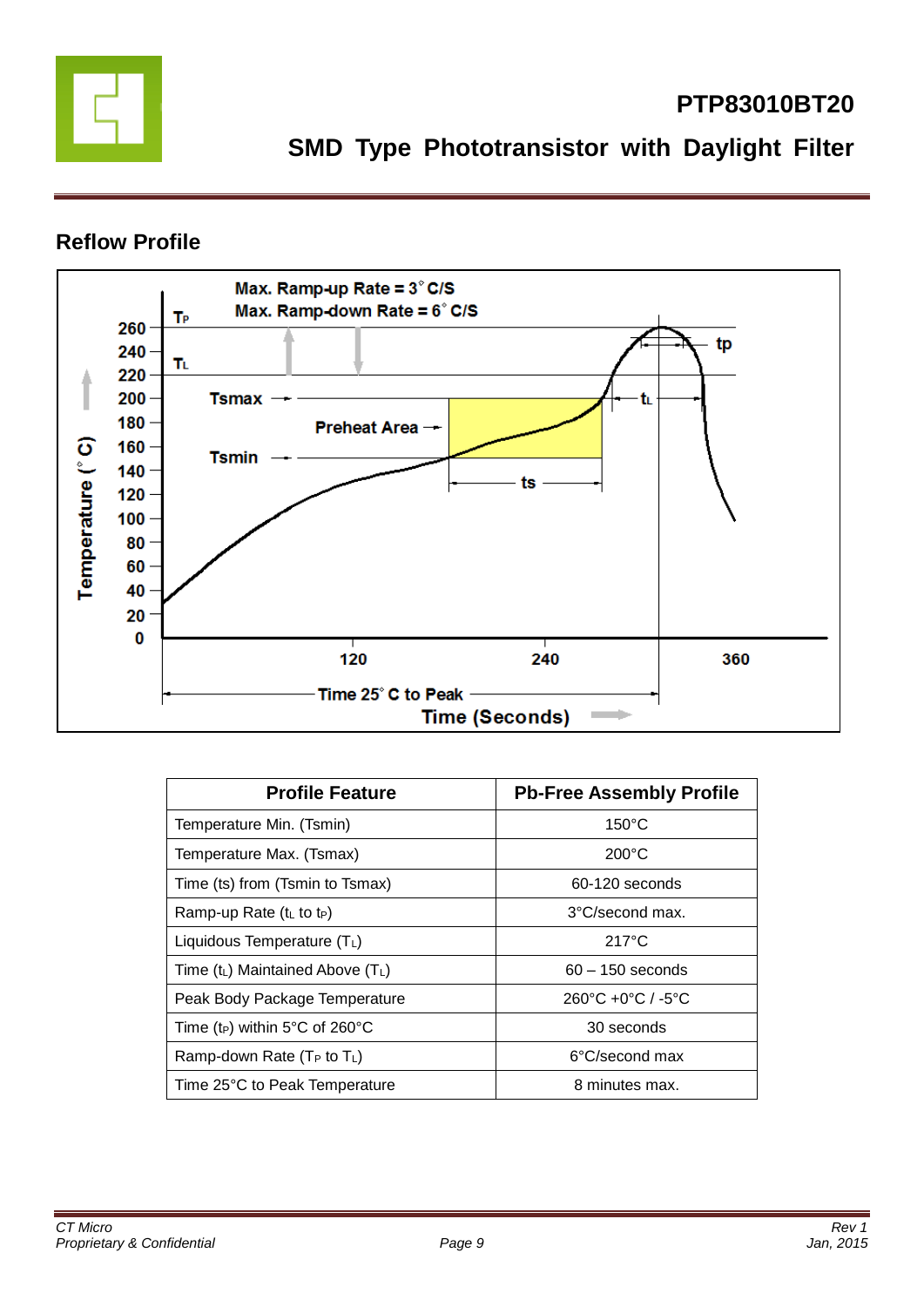## Reflow Profile

| Profile Feature | Pb-Free Assembly Profile |
|---|---|
| Temperature Min. (Tsmin) | 150°C |
| Temperature Max. (Tsmax) | 200°C |
| Time (ts) from (Tsmin to Tsmax) | 60-120 seconds |
| Ramp-up Rate ($t_L$ to $t_P$) | 3°C/second max. |
| Liquidous Temperature ($T_L$) | 217°C |
| Time ($t_L$) Maintained Above ($T_L$) | 60 – 150 seconds |
| Peak Body Package Temperature | 260°C +0°C / -5°C |
| Time ($t_P$) within 5°C of 260°C | 30 seconds |
| Ramp-down Rate ($T_P$ to $T_L$) | 6°C/second max |
| Time 25°C to Peak Temperature | 8 minutes max. |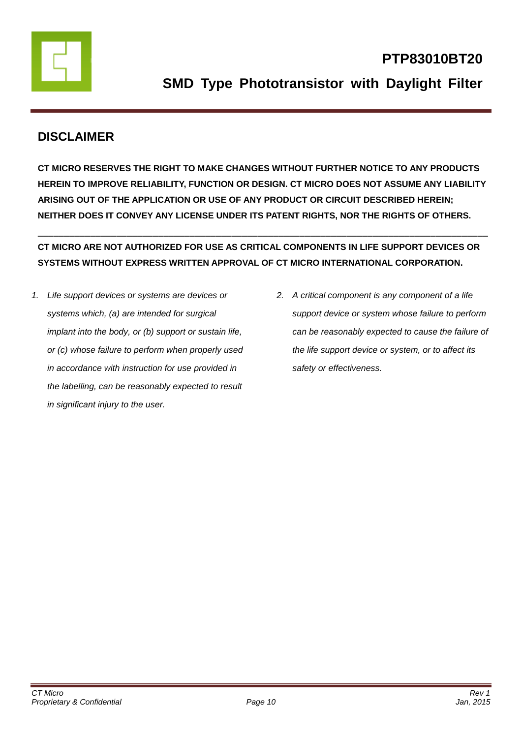## DISCLAIMER

**CT MICRO RESERVES THE RIGHT TO MAKE CHANGES WITHOUT FURTHER NOTICE TO ANY PRODUCTS HEREIN TO IMPROVE RELIABILITY, FUNCTION OR DESIGN. CT MICRO DOES NOT ASSUME ANY LIABILITY ARISING OUT OF THE APPLICATION OR USE OF ANY PRODUCT OR CIRCUIT DESCRIBED HEREIN; NEITHER DOES IT CONVEY ANY LICENSE UNDER ITS PATENT RIGHTS, NOR THE RIGHTS OF OTHERS.**

---

**CT MICRO ARE NOT AUTHORIZED FOR USE AS CRITICAL COMPONENTS IN LIFE SUPPORT DEVICES OR SYSTEMS WITHOUT EXPRESS WRITTEN APPROVAL OF CT MICRO INTERNATIONAL CORPORATION.**

1. *Life support devices or systems are devices or systems which, (a) are intended for surgical implant into the body, or (b) support or sustain life, or (c) whose failure to perform when properly used in accordance with instruction for use provided in the labelling, can be reasonably expected to result in significant injury to the user.*
2. *A critical component is any component of a life support device or system whose failure to perform can be reasonably expected to cause the failure of the life support device or system, or to affect its safety or effectiveness.*